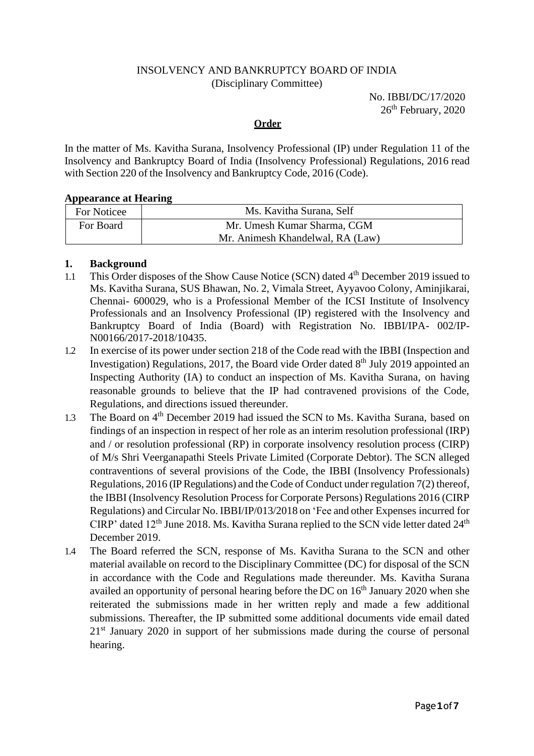INSOLVENCY AND BANKRUPTCY BOARD OF INDIA
(Disciplinary Committee)

No. IBBI/DC/17/2020
26th February, 2020

## Order

In the matter of Ms. Kavitha Surana, Insolvency Professional (IP) under Regulation 11 of the Insolvency and Bankruptcy Board of India (Insolvency Professional) Regulations, 2016 read with Section 220 of the Insolvency and Bankruptcy Code, 2016 (Code).

**Appearance at Hearing**

| For Noticee | Ms. Kavitha Surana, Self |
|---|---|
| For Board | Mr. Umesh Kumar Sharma, CGM<br>Mr. Animesh Khandelwal, RA (Law) |

### 1. Background

1.1 This Order disposes of the Show Cause Notice (SCN) dated 4th December 2019 issued to Ms. Kavitha Surana, SUS Bhawan, No. 2, Vimala Street, Ayyavoo Colony, Aminjikarai, Chennai- 600029, who is a Professional Member of the ICSI Institute of Insolvency Professionals and an Insolvency Professional (IP) registered with the Insolvency and Bankruptcy Board of India (Board) with Registration No. IBBI/IPA- 002/IP-N00166/2017-2018/10435.

1.2 In exercise of its power under section 218 of the Code read with the IBBI (Inspection and Investigation) Regulations, 2017, the Board vide Order dated 8th July 2019 appointed an Inspecting Authority (IA) to conduct an inspection of Ms. Kavitha Surana, on having reasonable grounds to believe that the IP had contravened provisions of the Code, Regulations, and directions issued thereunder.

1.3 The Board on 4th December 2019 had issued the SCN to Ms. Kavitha Surana, based on findings of an inspection in respect of her role as an interim resolution professional (IRP) and / or resolution professional (RP) in corporate insolvency resolution process (CIRP) of M/s Shri Veerganapathi Steels Private Limited (Corporate Debtor). The SCN alleged contraventions of several provisions of the Code, the IBBI (Insolvency Professionals) Regulations, 2016 (IP Regulations) and the Code of Conduct under regulation 7(2) thereof, the IBBI (Insolvency Resolution Process for Corporate Persons) Regulations 2016 (CIRP Regulations) and Circular No. IBBI/IP/013/2018 on 'Fee and other Expenses incurred for CIRP' dated 12th June 2018. Ms. Kavitha Surana replied to the SCN vide letter dated 24th December 2019.

1.4 The Board referred the SCN, response of Ms. Kavitha Surana to the SCN and other material available on record to the Disciplinary Committee (DC) for disposal of the SCN in accordance with the Code and Regulations made thereunder. Ms. Kavitha Surana availed an opportunity of personal hearing before the DC on 16th January 2020 when she reiterated the submissions made in her written reply and made a few additional submissions. Thereafter, the IP submitted some additional documents vide email dated 21st January 2020 in support of her submissions made during the course of personal hearing.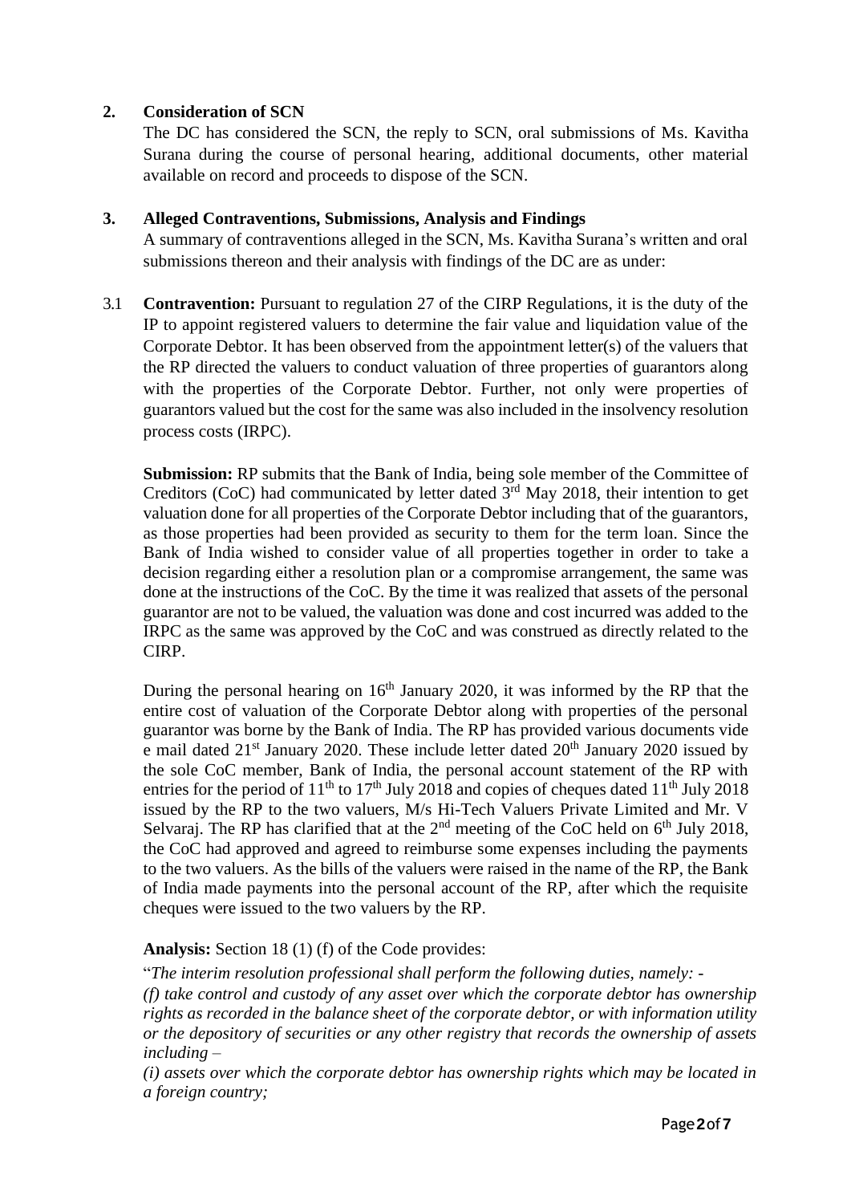## 2. Consideration of SCN

The DC has considered the SCN, the reply to SCN, oral submissions of Ms. Kavitha Surana during the course of personal hearing, additional documents, other material available on record and proceeds to dispose of the SCN.

## 3. Alleged Contraventions, Submissions, Analysis and Findings

A summary of contraventions alleged in the SCN, Ms. Kavitha Surana's written and oral submissions thereon and their analysis with findings of the DC are as under:

3.1 **Contravention:** Pursuant to regulation 27 of the CIRP Regulations, it is the duty of the IP to appoint registered valuers to determine the fair value and liquidation value of the Corporate Debtor. It has been observed from the appointment letter(s) of the valuers that the RP directed the valuers to conduct valuation of three properties of guarantors along with the properties of the Corporate Debtor. Further, not only were properties of guarantors valued but the cost for the same was also included in the insolvency resolution process costs (IRPC).

**Submission:** RP submits that the Bank of India, being sole member of the Committee of Creditors (CoC) had communicated by letter dated 3rd May 2018, their intention to get valuation done for all properties of the Corporate Debtor including that of the guarantors, as those properties had been provided as security to them for the term loan. Since the Bank of India wished to consider value of all properties together in order to take a decision regarding either a resolution plan or a compromise arrangement, the same was done at the instructions of the CoC. By the time it was realized that assets of the personal guarantor are not to be valued, the valuation was done and cost incurred was added to the IRPC as the same was approved by the CoC and was construed as directly related to the CIRP.

During the personal hearing on 16th January 2020, it was informed by the RP that the entire cost of valuation of the Corporate Debtor along with properties of the personal guarantor was borne by the Bank of India. The RP has provided various documents vide e mail dated 21st January 2020. These include letter dated 20th January 2020 issued by the sole CoC member, Bank of India, the personal account statement of the RP with entries for the period of 11th to 17th July 2018 and copies of cheques dated 11th July 2018 issued by the RP to the two valuers, M/s Hi-Tech Valuers Private Limited and Mr. V Selvaraj. The RP has clarified that at the 2nd meeting of the CoC held on 6th July 2018, the CoC had approved and agreed to reimburse some expenses including the payments to the two valuers. As the bills of the valuers were raised in the name of the RP, the Bank of India made payments into the personal account of the RP, after which the requisite cheques were issued to the two valuers by the RP.

**Analysis:** Section 18 (1) (f) of the Code provides:

"*The interim resolution professional shall perform the following duties, namely: -*

*(f) take control and custody of any asset over which the corporate debtor has ownership rights as recorded in the balance sheet of the corporate debtor, or with information utility or the depository of securities or any other registry that records the ownership of assets including –*

*(i) assets over which the corporate debtor has ownership rights which may be located in a foreign country;*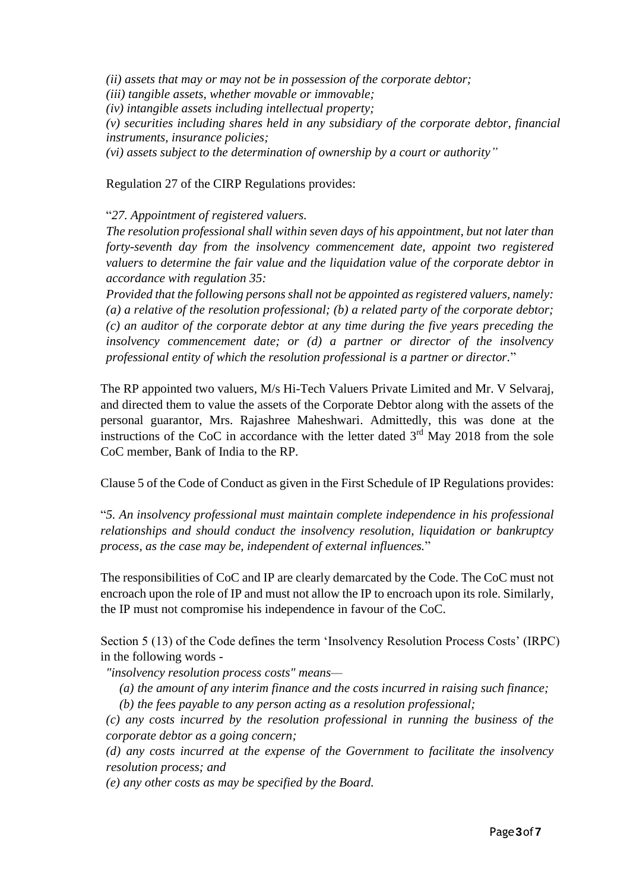*(ii) assets that may or may not be in possession of the corporate debtor;*
*(iii) tangible assets, whether movable or immovable;*
*(iv) intangible assets including intellectual property;*
*(v) securities including shares held in any subsidiary of the corporate debtor, financial instruments, insurance policies;*
*(vi) assets subject to the determination of ownership by a court or authority"*

Regulation 27 of the CIRP Regulations provides:

"*27. Appointment of registered valuers.*
*The resolution professional shall within seven days of his appointment, but not later than forty-seventh day from the insolvency commencement date, appoint two registered valuers to determine the fair value and the liquidation value of the corporate debtor in accordance with regulation 35:*
*Provided that the following persons shall not be appointed as registered valuers, namely: (a) a relative of the resolution professional; (b) a related party of the corporate debtor; (c) an auditor of the corporate debtor at any time during the five years preceding the insolvency commencement date; or (d) a partner or director of the insolvency professional entity of which the resolution professional is a partner or director.*"

The RP appointed two valuers, M/s Hi-Tech Valuers Private Limited and Mr. V Selvaraj, and directed them to value the assets of the Corporate Debtor along with the assets of the personal guarantor, Mrs. Rajashree Maheshwari. Admittedly, this was done at the instructions of the CoC in accordance with the letter dated 3rd May 2018 from the sole CoC member, Bank of India to the RP.

Clause 5 of the Code of Conduct as given in the First Schedule of IP Regulations provides:

"*5. An insolvency professional must maintain complete independence in his professional relationships and should conduct the insolvency resolution, liquidation or bankruptcy process, as the case may be, independent of external influences.*"

The responsibilities of CoC and IP are clearly demarcated by the Code. The CoC must not encroach upon the role of IP and must not allow the IP to encroach upon its role. Similarly, the IP must not compromise his independence in favour of the CoC.

Section 5 (13) of the Code defines the term 'Insolvency Resolution Process Costs' (IRPC) in the following words -

*"insolvency resolution process costs" means—*
*(a) the amount of any interim finance and the costs incurred in raising such finance;*
*(b) the fees payable to any person acting as a resolution professional;*
*(c) any costs incurred by the resolution professional in running the business of the corporate debtor as a going concern;*
*(d) any costs incurred at the expense of the Government to facilitate the insolvency resolution process; and*
*(e) any other costs as may be specified by the Board.*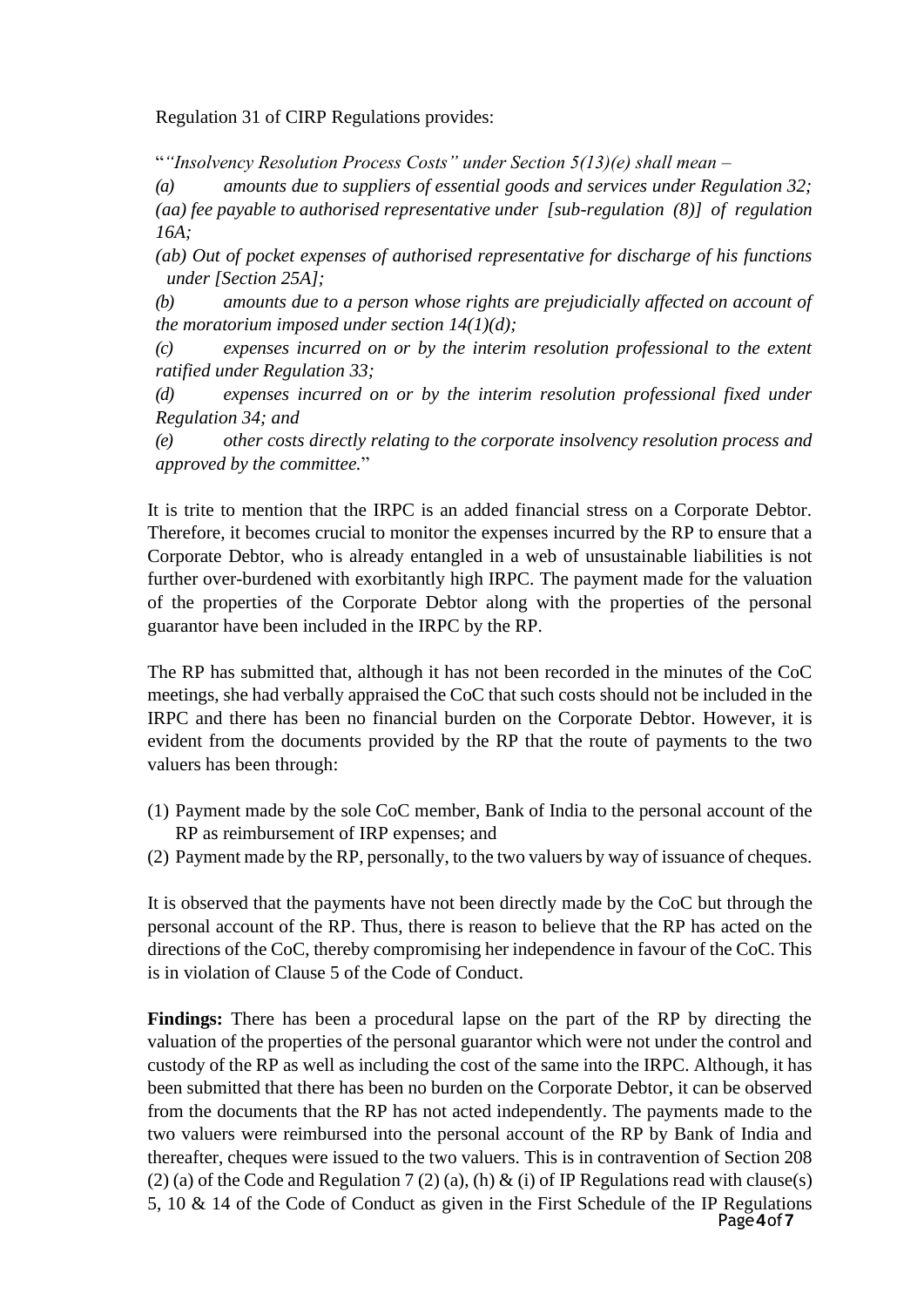Regulation 31 of CIRP Regulations provides:

"*"Insolvency Resolution Process Costs" under Section 5(13)(e) shall mean –*

*(a) amounts due to suppliers of essential goods and services under Regulation 32;*

*(aa) fee payable to authorised representative under [sub-regulation (8)] of regulation 16A;*

*(ab) Out of pocket expenses of authorised representative for discharge of his functions under [Section 25A];*

*(b) amounts due to a person whose rights are prejudicially affected on account of the moratorium imposed under section 14(1)(d);*

*(c) expenses incurred on or by the interim resolution professional to the extent ratified under Regulation 33;*

*(d) expenses incurred on or by the interim resolution professional fixed under Regulation 34; and*

*(e) other costs directly relating to the corporate insolvency resolution process and approved by the committee.*"

It is trite to mention that the IRPC is an added financial stress on a Corporate Debtor. Therefore, it becomes crucial to monitor the expenses incurred by the RP to ensure that a Corporate Debtor, who is already entangled in a web of unsustainable liabilities is not further over-burdened with exorbitantly high IRPC. The payment made for the valuation of the properties of the Corporate Debtor along with the properties of the personal guarantor have been included in the IRPC by the RP.

The RP has submitted that, although it has not been recorded in the minutes of the CoC meetings, she had verbally appraised the CoC that such costs should not be included in the IRPC and there has been no financial burden on the Corporate Debtor. However, it is evident from the documents provided by the RP that the route of payments to the two valuers has been through:

(1) Payment made by the sole CoC member, Bank of India to the personal account of the RP as reimbursement of IRP expenses; and
(2) Payment made by the RP, personally, to the two valuers by way of issuance of cheques.

It is observed that the payments have not been directly made by the CoC but through the personal account of the RP. Thus, there is reason to believe that the RP has acted on the directions of the CoC, thereby compromising her independence in favour of the CoC. This is in violation of Clause 5 of the Code of Conduct.

**Findings:** There has been a procedural lapse on the part of the RP by directing the valuation of the properties of the personal guarantor which were not under the control and custody of the RP as well as including the cost of the same into the IRPC. Although, it has been submitted that there has been no burden on the Corporate Debtor, it can be observed from the documents that the RP has not acted independently. The payments made to the two valuers were reimbursed into the personal account of the RP by Bank of India and thereafter, cheques were issued to the two valuers. This is in contravention of Section 208 (2) (a) of the Code and Regulation 7 (2) (a), (h) & (i) of IP Regulations read with clause(s) 5, 10 & 14 of the Code of Conduct as given in the First Schedule of the IP Regulations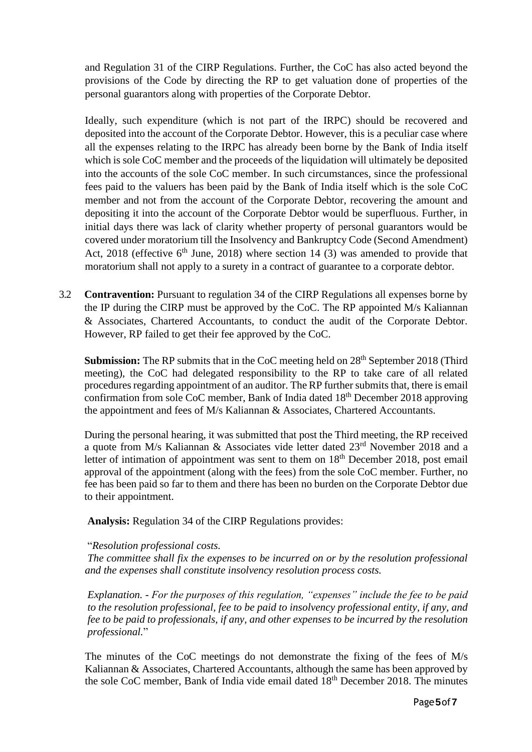and Regulation 31 of the CIRP Regulations. Further, the CoC has also acted beyond the provisions of the Code by directing the RP to get valuation done of properties of the personal guarantors along with properties of the Corporate Debtor.

Ideally, such expenditure (which is not part of the IRPC) should be recovered and deposited into the account of the Corporate Debtor. However, this is a peculiar case where all the expenses relating to the IRPC has already been borne by the Bank of India itself which is sole CoC member and the proceeds of the liquidation will ultimately be deposited into the accounts of the sole CoC member. In such circumstances, since the professional fees paid to the valuers has been paid by the Bank of India itself which is the sole CoC member and not from the account of the Corporate Debtor, recovering the amount and depositing it into the account of the Corporate Debtor would be superfluous. Further, in initial days there was lack of clarity whether property of personal guarantors would be covered under moratorium till the Insolvency and Bankruptcy Code (Second Amendment) Act, 2018 (effective 6th June, 2018) where section 14 (3) was amended to provide that moratorium shall not apply to a surety in a contract of guarantee to a corporate debtor.

3.2 **Contravention:** Pursuant to regulation 34 of the CIRP Regulations all expenses borne by the IP during the CIRP must be approved by the CoC. The RP appointed M/s Kaliannan & Associates, Chartered Accountants, to conduct the audit of the Corporate Debtor. However, RP failed to get their fee approved by the CoC.

**Submission:** The RP submits that in the CoC meeting held on 28th September 2018 (Third meeting), the CoC had delegated responsibility to the RP to take care of all related procedures regarding appointment of an auditor. The RP further submits that, there is email confirmation from sole CoC member, Bank of India dated 18th December 2018 approving the appointment and fees of M/s Kaliannan & Associates, Chartered Accountants.

During the personal hearing, it was submitted that post the Third meeting, the RP received a quote from M/s Kaliannan & Associates vide letter dated 23rd November 2018 and a letter of intimation of appointment was sent to them on 18th December 2018, post email approval of the appointment (along with the fees) from the sole CoC member. Further, no fee has been paid so far to them and there has been no burden on the Corporate Debtor due to their appointment.

**Analysis:** Regulation 34 of the CIRP Regulations provides:

"*Resolution professional costs.*
*The committee shall fix the expenses to be incurred on or by the resolution professional and the expenses shall constitute insolvency resolution process costs.*

*Explanation. - For the purposes of this regulation, "expenses" include the fee to be paid to the resolution professional, fee to be paid to insolvency professional entity, if any, and fee to be paid to professionals, if any, and other expenses to be incurred by the resolution professional.*"

The minutes of the CoC meetings do not demonstrate the fixing of the fees of M/s Kaliannan & Associates, Chartered Accountants, although the same has been approved by the sole CoC member, Bank of India vide email dated 18th December 2018. The minutes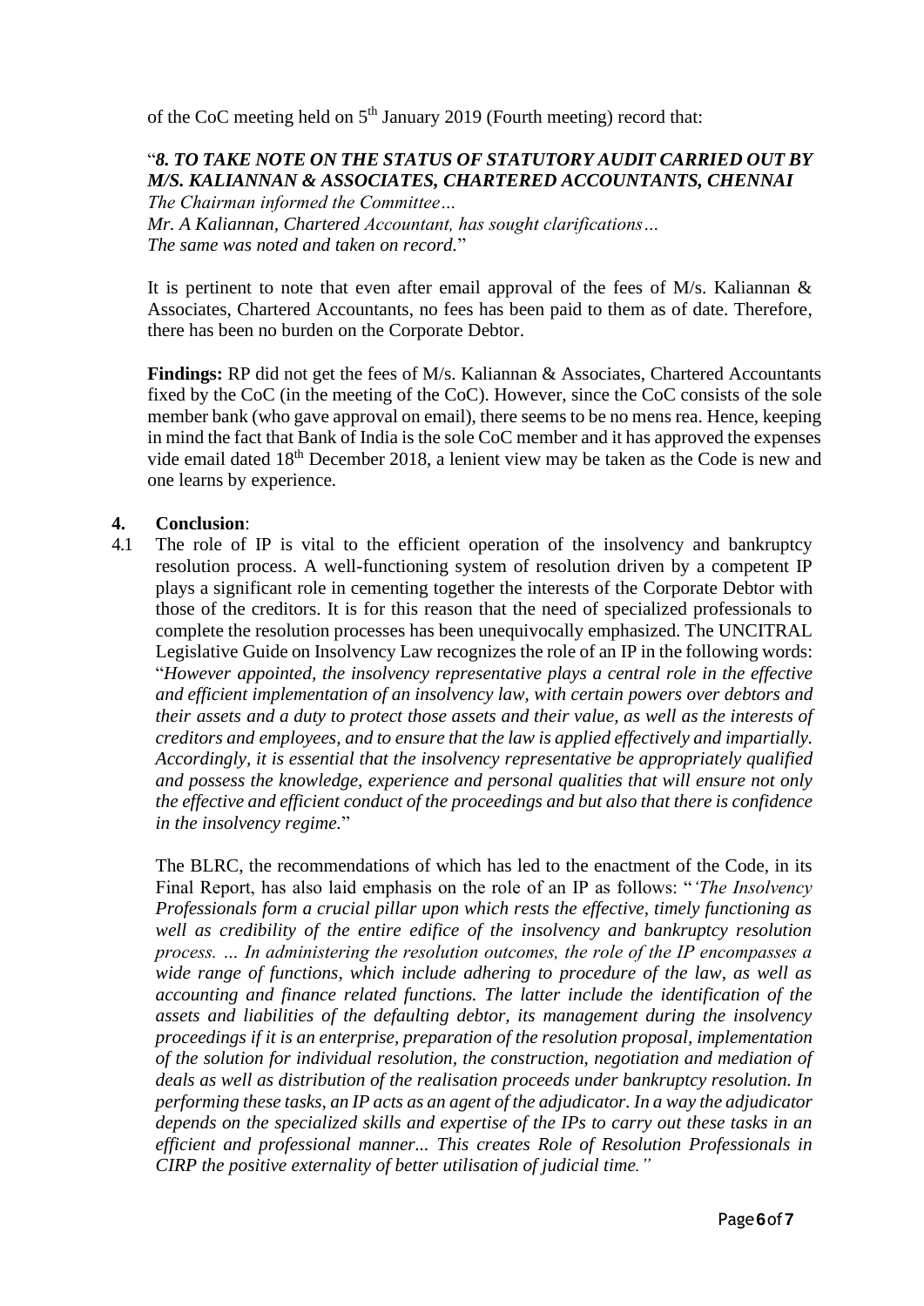of the CoC meeting held on 5th January 2019 (Fourth meeting) record that:

"***8. TO TAKE NOTE ON THE STATUS OF STATUTORY AUDIT CARRIED OUT BY M/S. KALIANNAN & ASSOCIATES, CHARTERED ACCOUNTANTS, CHENNAI***
*The Chairman informed the Committee…*
*Mr. A Kaliannan, Chartered Accountant, has sought clarifications…*
*The same was noted and taken on record.*"

It is pertinent to note that even after email approval of the fees of M/s. Kaliannan & Associates, Chartered Accountants, no fees has been paid to them as of date. Therefore, there has been no burden on the Corporate Debtor.

**Findings:** RP did not get the fees of M/s. Kaliannan & Associates, Chartered Accountants fixed by the CoC (in the meeting of the CoC). However, since the CoC consists of the sole member bank (who gave approval on email), there seems to be no mens rea. Hence, keeping in mind the fact that Bank of India is the sole CoC member and it has approved the expenses vide email dated 18th December 2018, a lenient view may be taken as the Code is new and one learns by experience.

**4. Conclusion**:

4.1 The role of IP is vital to the efficient operation of the insolvency and bankruptcy resolution process. A well-functioning system of resolution driven by a competent IP plays a significant role in cementing together the interests of the Corporate Debtor with those of the creditors. It is for this reason that the need of specialized professionals to complete the resolution processes has been unequivocally emphasized. The UNCITRAL Legislative Guide on Insolvency Law recognizes the role of an IP in the following words: "*However appointed, the insolvency representative plays a central role in the effective and efficient implementation of an insolvency law, with certain powers over debtors and their assets and a duty to protect those assets and their value, as well as the interests of creditors and employees, and to ensure that the law is applied effectively and impartially. Accordingly, it is essential that the insolvency representative be appropriately qualified and possess the knowledge, experience and personal qualities that will ensure not only the effective and efficient conduct of the proceedings and but also that there is confidence in the insolvency regime.*"

The BLRC, the recommendations of which has led to the enactment of the Code, in its Final Report, has also laid emphasis on the role of an IP as follows: "*'The Insolvency Professionals form a crucial pillar upon which rests the effective, timely functioning as well as credibility of the entire edifice of the insolvency and bankruptcy resolution process. … In administering the resolution outcomes, the role of the IP encompasses a wide range of functions, which include adhering to procedure of the law, as well as accounting and finance related functions. The latter include the identification of the assets and liabilities of the defaulting debtor, its management during the insolvency proceedings if it is an enterprise, preparation of the resolution proposal, implementation of the solution for individual resolution, the construction, negotiation and mediation of deals as well as distribution of the realisation proceeds under bankruptcy resolution. In performing these tasks, an IP acts as an agent of the adjudicator. In a way the adjudicator depends on the specialized skills and expertise of the IPs to carry out these tasks in an efficient and professional manner... This creates Role of Resolution Professionals in CIRP the positive externality of better utilisation of judicial time."*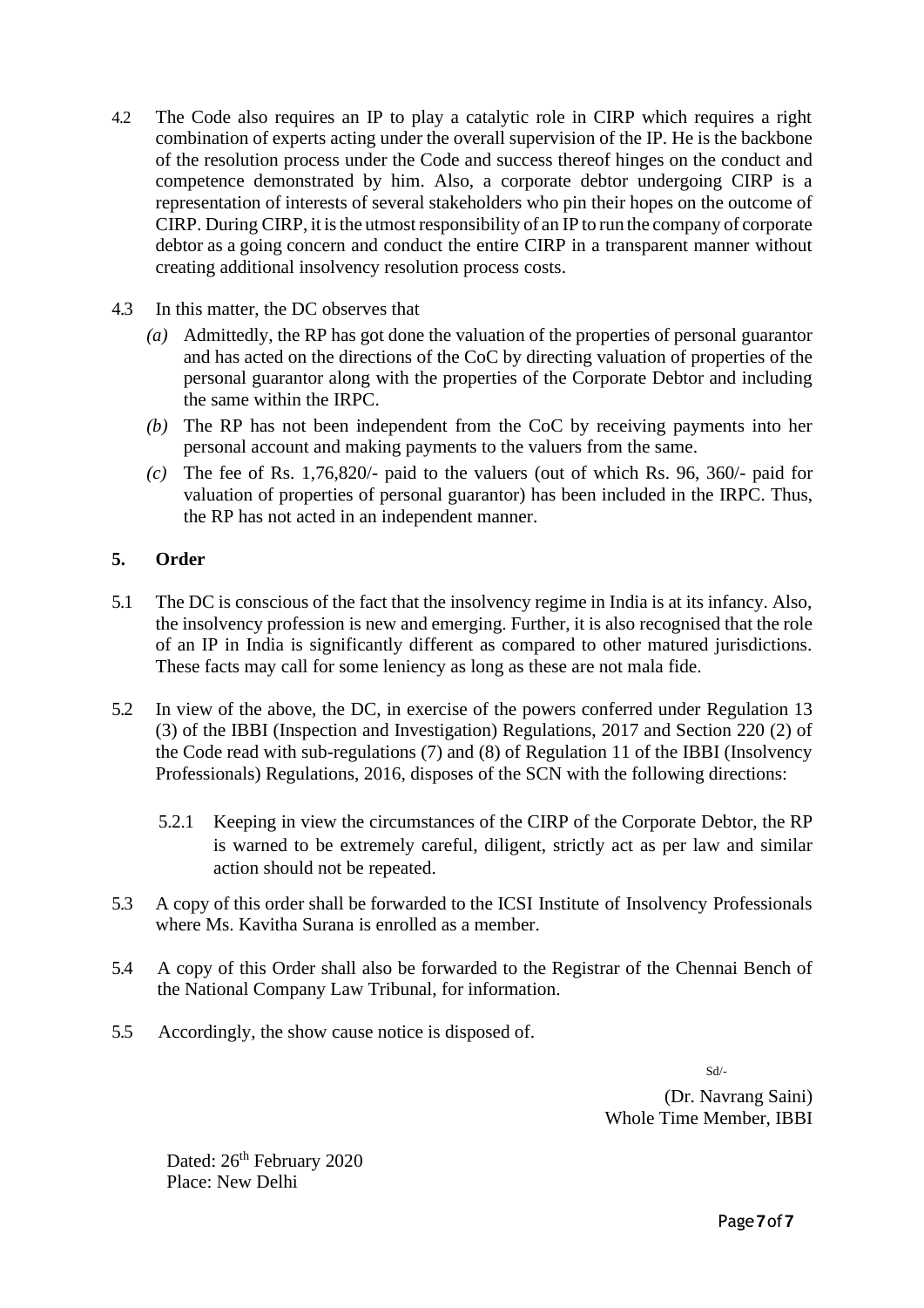4.2 The Code also requires an IP to play a catalytic role in CIRP which requires a right combination of experts acting under the overall supervision of the IP. He is the backbone of the resolution process under the Code and success thereof hinges on the conduct and competence demonstrated by him. Also, a corporate debtor undergoing CIRP is a representation of interests of several stakeholders who pin their hopes on the outcome of CIRP. During CIRP, it is the utmost responsibility of an IP to run the company of corporate debtor as a going concern and conduct the entire CIRP in a transparent manner without creating additional insolvency resolution process costs.

4.3 In this matter, the DC observes that

*(a)* Admittedly, the RP has got done the valuation of the properties of personal guarantor and has acted on the directions of the CoC by directing valuation of properties of the personal guarantor along with the properties of the Corporate Debtor and including the same within the IRPC.

*(b)* The RP has not been independent from the CoC by receiving payments into her personal account and making payments to the valuers from the same.

*(c)* The fee of Rs. 1,76,820/- paid to the valuers (out of which Rs. 96, 360/- paid for valuation of properties of personal guarantor) has been included in the IRPC. Thus, the RP has not acted in an independent manner.

## 5. Order

5.1 The DC is conscious of the fact that the insolvency regime in India is at its infancy. Also, the insolvency profession is new and emerging. Further, it is also recognised that the role of an IP in India is significantly different as compared to other matured jurisdictions. These facts may call for some leniency as long as these are not mala fide.

5.2 In view of the above, the DC, in exercise of the powers conferred under Regulation 13 (3) of the IBBI (Inspection and Investigation) Regulations, 2017 and Section 220 (2) of the Code read with sub-regulations (7) and (8) of Regulation 11 of the IBBI (Insolvency Professionals) Regulations, 2016, disposes of the SCN with the following directions:

5.2.1 Keeping in view the circumstances of the CIRP of the Corporate Debtor, the RP is warned to be extremely careful, diligent, strictly act as per law and similar action should not be repeated.

5.3 A copy of this order shall be forwarded to the ICSI Institute of Insolvency Professionals where Ms. Kavitha Surana is enrolled as a member.

5.4 A copy of this Order shall also be forwarded to the Registrar of the Chennai Bench of the National Company Law Tribunal, for information.

5.5 Accordingly, the show cause notice is disposed of.

Sd/-

(Dr. Navrang Saini)
Whole Time Member, IBBI

Dated: 26th February 2020
Place: New Delhi